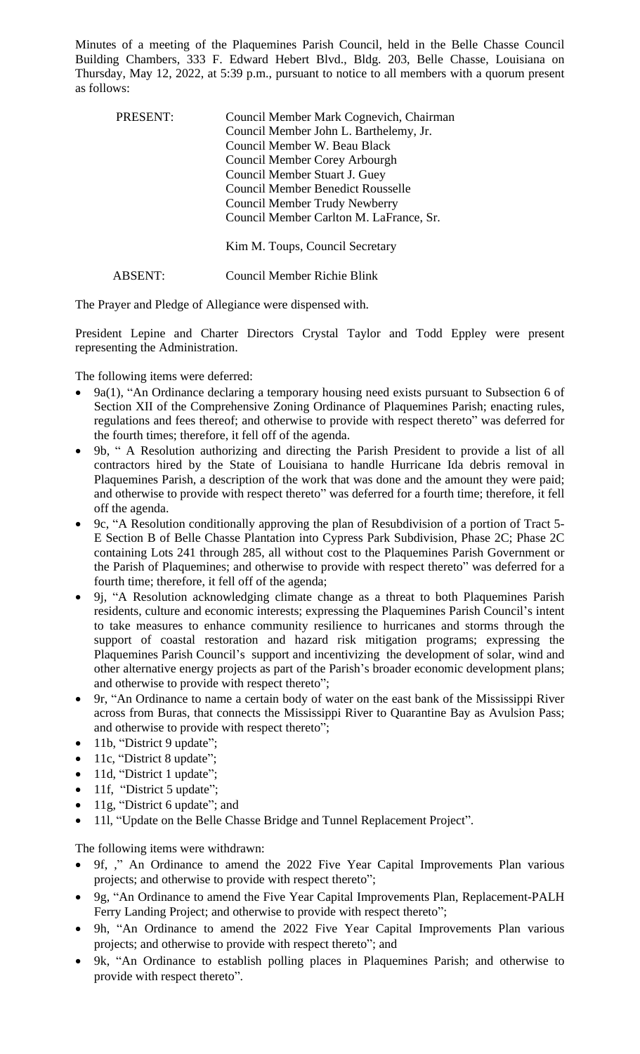Minutes of a meeting of the Plaquemines Parish Council, held in the Belle Chasse Council Building Chambers, 333 F. Edward Hebert Blvd., Bldg. 203, Belle Chasse, Louisiana on Thursday, May 12, 2022, at 5:39 p.m., pursuant to notice to all members with a quorum present as follows:

| | |
|---|---|
| PRESENT: | Council Member Mark Cognevich, Chairman |
| | Council Member John L. Barthelemy, Jr. |
| | Council Member W. Beau Black |
| | Council Member Corey Arbourgh |
| | Council Member Stuart J. Guey |
| | Council Member Benedict Rousselle |
| | Council Member Trudy Newberry |
| | Council Member Carlton M. LaFrance, Sr. |
| | |
| | Kim M. Toups, Council Secretary |
| ABSENT: | Council Member Richie Blink |

The Prayer and Pledge of Allegiance were dispensed with.

President Lepine and Charter Directors Crystal Taylor and Todd Eppley were present representing the Administration.

The following items were deferred:

- 9a(1), "An Ordinance declaring a temporary housing need exists pursuant to Subsection 6 of Section XII of the Comprehensive Zoning Ordinance of Plaquemines Parish; enacting rules, regulations and fees thereof; and otherwise to provide with respect thereto" was deferred for the fourth times; therefore, it fell off of the agenda.
- 9b, " A Resolution authorizing and directing the Parish President to provide a list of all contractors hired by the State of Louisiana to handle Hurricane Ida debris removal in Plaquemines Parish, a description of the work that was done and the amount they were paid; and otherwise to provide with respect thereto" was deferred for a fourth time; therefore, it fell off the agenda.
- 9c, "A Resolution conditionally approving the plan of Resubdivision of a portion of Tract 5-E Section B of Belle Chasse Plantation into Cypress Park Subdivision, Phase 2C; Phase 2C containing Lots 241 through 285, all without cost to the Plaquemines Parish Government or the Parish of Plaquemines; and otherwise to provide with respect thereto" was deferred for a fourth time; therefore, it fell off of the agenda;
- 9j, "A Resolution acknowledging climate change as a threat to both Plaquemines Parish residents, culture and economic interests; expressing the Plaquemines Parish Council's intent to take measures to enhance community resilience to hurricanes and storms through the support of coastal restoration and hazard risk mitigation programs; expressing the Plaquemines Parish Council's support and incentivizing the development of solar, wind and other alternative energy projects as part of the Parish's broader economic development plans; and otherwise to provide with respect thereto";
- 9r, "An Ordinance to name a certain body of water on the east bank of the Mississippi River across from Buras, that connects the Mississippi River to Quarantine Bay as Avulsion Pass; and otherwise to provide with respect thereto";
- 11b, "District 9 update";
- 11c, "District 8 update";
- 11d, "District 1 update";
- 11f, "District 5 update";
- 11g, "District 6 update"; and
- 11l, "Update on the Belle Chasse Bridge and Tunnel Replacement Project".

The following items were withdrawn:

- 9f, ," An Ordinance to amend the 2022 Five Year Capital Improvements Plan various projects; and otherwise to provide with respect thereto";
- 9g, "An Ordinance to amend the Five Year Capital Improvements Plan, Replacement-PALH Ferry Landing Project; and otherwise to provide with respect thereto";
- 9h, "An Ordinance to amend the 2022 Five Year Capital Improvements Plan various projects; and otherwise to provide with respect thereto"; and
- 9k, "An Ordinance to establish polling places in Plaquemines Parish; and otherwise to provide with respect thereto".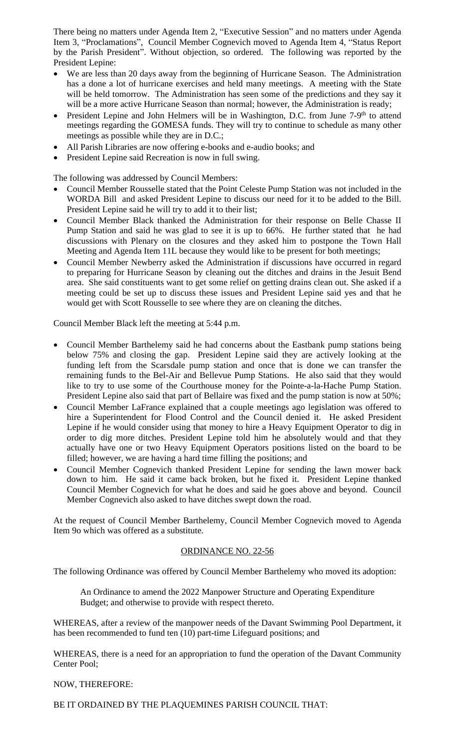There being no matters under Agenda Item 2, "Executive Session" and no matters under Agenda Item 3, "Proclamations", Council Member Cognevich moved to Agenda Item 4, "Status Report by the Parish President". Without objection, so ordered. The following was reported by the President Lepine:

- We are less than 20 days away from the beginning of Hurricane Season. The Administration has a done a lot of hurricane exercises and held many meetings. A meeting with the State will be held tomorrow. The Administration has seen some of the predictions and they say it will be a more active Hurricane Season than normal; however, the Administration is ready;
- President Lepine and John Helmers will be in Washington, D.C. from June 7-9th to attend meetings regarding the GOMESA funds. They will try to continue to schedule as many other meetings as possible while they are in D.C.;
- All Parish Libraries are now offering e-books and e-audio books; and
- President Lepine said Recreation is now in full swing.

The following was addressed by Council Members:

- Council Member Rousselle stated that the Point Celeste Pump Station was not included in the WORDA Bill and asked President Lepine to discuss our need for it to be added to the Bill. President Lepine said he will try to add it to their list;
- Council Member Black thanked the Administration for their response on Belle Chasse II Pump Station and said he was glad to see it is up to 66%. He further stated that he had discussions with Plenary on the closures and they asked him to postpone the Town Hall Meeting and Agenda Item 11L because they would like to be present for both meetings;
- Council Member Newberry asked the Administration if discussions have occurred in regard to preparing for Hurricane Season by cleaning out the ditches and drains in the Jesuit Bend area. She said constituents want to get some relief on getting drains clean out. She asked if a meeting could be set up to discuss these issues and President Lepine said yes and that he would get with Scott Rousselle to see where they are on cleaning the ditches.

Council Member Black left the meeting at 5:44 p.m.

- Council Member Barthelemy said he had concerns about the Eastbank pump stations being below 75% and closing the gap. President Lepine said they are actively looking at the funding left from the Scarsdale pump station and once that is done we can transfer the remaining funds to the Bel-Air and Bellevue Pump Stations. He also said that they would like to try to use some of the Courthouse money for the Pointe-a-la-Hache Pump Station. President Lepine also said that part of Bellaire was fixed and the pump station is now at 50%;
- Council Member LaFrance explained that a couple meetings ago legislation was offered to hire a Superintendent for Flood Control and the Council denied it. He asked President Lepine if he would consider using that money to hire a Heavy Equipment Operator to dig in order to dig more ditches. President Lepine told him he absolutely would and that they actually have one or two Heavy Equipment Operators positions listed on the board to be filled; however, we are having a hard time filling the positions; and
- Council Member Cognevich thanked President Lepine for sending the lawn mower back down to him. He said it came back broken, but he fixed it. President Lepine thanked Council Member Cognevich for what he does and said he goes above and beyond. Council Member Cognevich also asked to have ditches swept down the road.

At the request of Council Member Barthelemy, Council Member Cognevich moved to Agenda Item 9o which was offered as a substitute.

## ORDINANCE NO. 22-56

The following Ordinance was offered by Council Member Barthelemy who moved its adoption:

> An Ordinance to amend the 2022 Manpower Structure and Operating Expenditure Budget; and otherwise to provide with respect thereto.

WHEREAS, after a review of the manpower needs of the Davant Swimming Pool Department, it has been recommended to fund ten (10) part-time Lifeguard positions; and

WHEREAS, there is a need for an appropriation to fund the operation of the Davant Community Center Pool;

NOW, THEREFORE:

BE IT ORDAINED BY THE PLAQUEMINES PARISH COUNCIL THAT: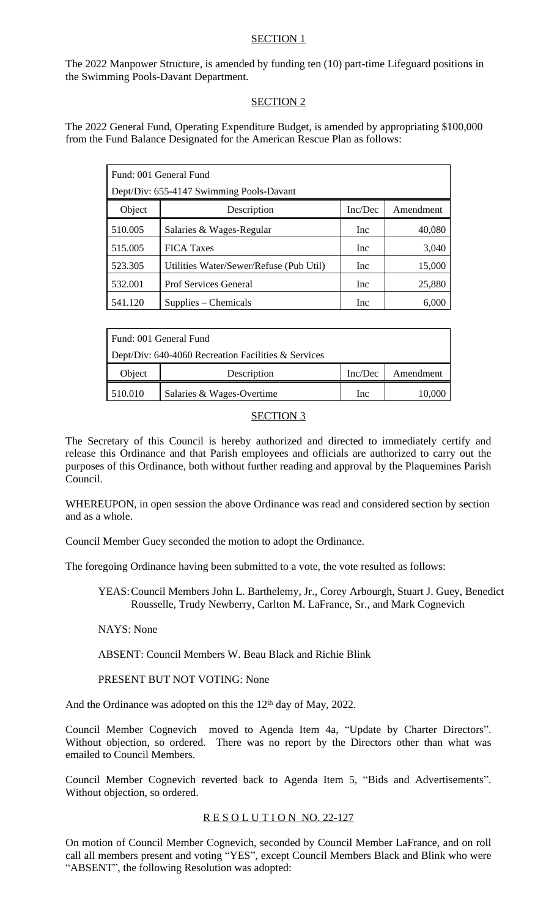SECTION 1

The 2022 Manpower Structure, is amended by funding ten (10) part-time Lifeguard positions in the Swimming Pools-Davant Department.

SECTION 2

The 2022 General Fund, Operating Expenditure Budget, is amended by appropriating $100,000 from the Fund Balance Designated for the American Rescue Plan as follows:

| Fund: 001 General Fund | | | |
|---|---|---|---|
| Dept/Div: 655-4147 Swimming Pools-Davant | | | |
| Object | Description | Inc/Dec | Amendment |
| 510.005 | Salaries & Wages-Regular | Inc | 40,080 |
| 515.005 | FICA Taxes | Inc | 3,040 |
| 523.305 | Utilities Water/Sewer/Refuse (Pub Util) | Inc | 15,000 |
| 532.001 | Prof Services General | Inc | 25,880 |
| 541.120 | Supplies – Chemicals | Inc | 6,000 |

| Fund: 001 General Fund | | | |
|---|---|---|---|
| Dept/Div: 640-4060 Recreation Facilities & Services | | | |
| Object | Description | Inc/Dec | Amendment |
| 510.010 | Salaries & Wages-Overtime | Inc | 10,000 |

SECTION 3

The Secretary of this Council is hereby authorized and directed to immediately certify and release this Ordinance and that Parish employees and officials are authorized to carry out the purposes of this Ordinance, both without further reading and approval by the Plaquemines Parish Council.

WHEREUPON, in open session the above Ordinance was read and considered section by section and as a whole.

Council Member Guey seconded the motion to adopt the Ordinance.

The foregoing Ordinance having been submitted to a vote, the vote resulted as follows:

YEAS: Council Members John L. Barthelemy, Jr., Corey Arbourgh, Stuart J. Guey, Benedict Rousselle, Trudy Newberry, Carlton M. LaFrance, Sr., and Mark Cognevich

NAYS: None

ABSENT: Council Members W. Beau Black and Richie Blink

PRESENT BUT NOT VOTING: None

And the Ordinance was adopted on this the 12th day of May, 2022.

Council Member Cognevich moved to Agenda Item 4a, "Update by Charter Directors". Without objection, so ordered. There was no report by the Directors other than what was emailed to Council Members.

Council Member Cognevich reverted back to Agenda Item 5, "Bids and Advertisements". Without objection, so ordered.

R E S O L U T I O N NO. 22-127

On motion of Council Member Cognevich, seconded by Council Member LaFrance, and on roll call all members present and voting "YES", except Council Members Black and Blink who were "ABSENT", the following Resolution was adopted: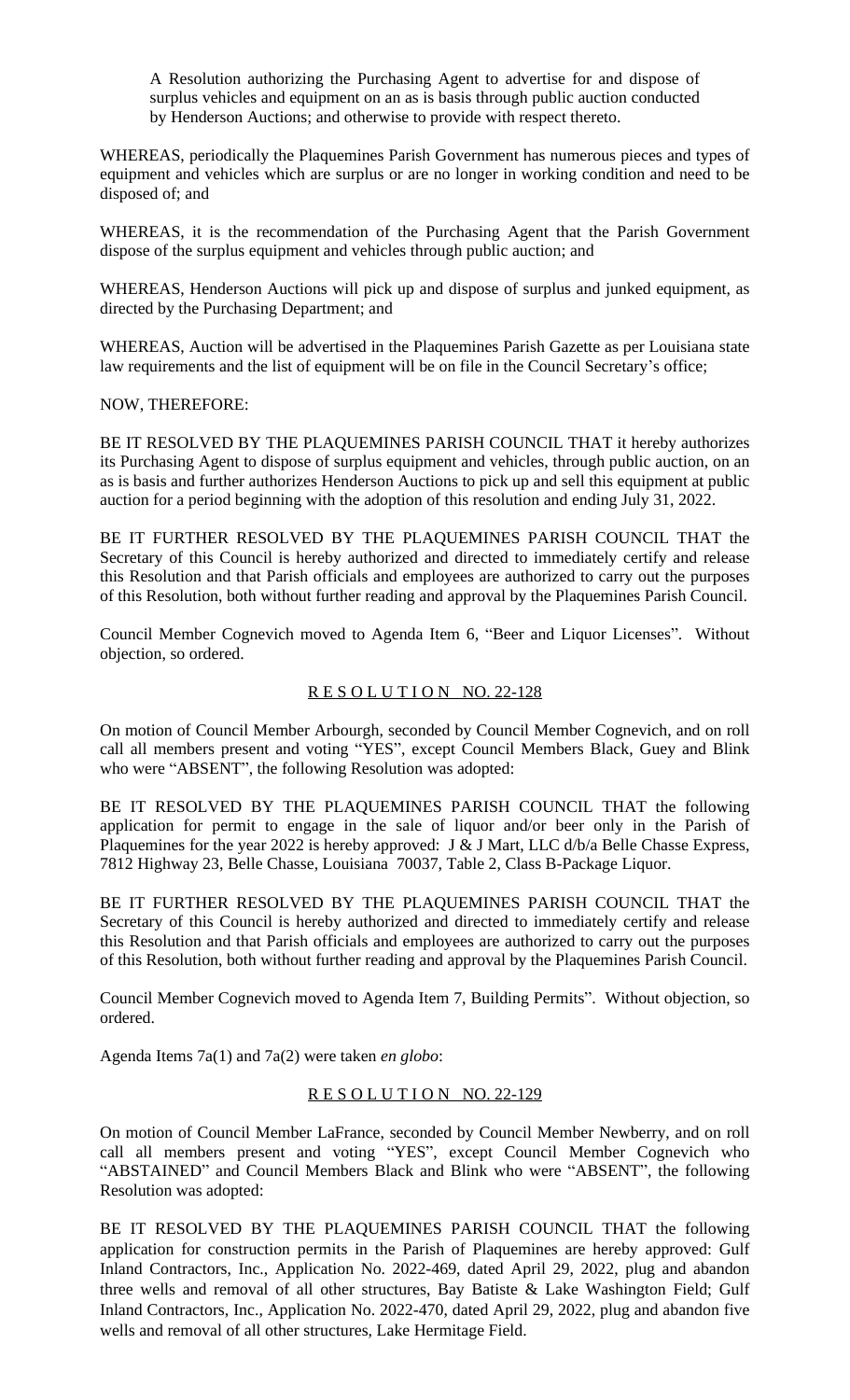A Resolution authorizing the Purchasing Agent to advertise for and dispose of surplus vehicles and equipment on an as is basis through public auction conducted by Henderson Auctions; and otherwise to provide with respect thereto.

WHEREAS, periodically the Plaquemines Parish Government has numerous pieces and types of equipment and vehicles which are surplus or are no longer in working condition and need to be disposed of; and

WHEREAS, it is the recommendation of the Purchasing Agent that the Parish Government dispose of the surplus equipment and vehicles through public auction; and

WHEREAS, Henderson Auctions will pick up and dispose of surplus and junked equipment, as directed by the Purchasing Department; and

WHEREAS, Auction will be advertised in the Plaquemines Parish Gazette as per Louisiana state law requirements and the list of equipment will be on file in the Council Secretary's office;

NOW, THEREFORE:

BE IT RESOLVED BY THE PLAQUEMINES PARISH COUNCIL THAT it hereby authorizes its Purchasing Agent to dispose of surplus equipment and vehicles, through public auction, on an as is basis and further authorizes Henderson Auctions to pick up and sell this equipment at public auction for a period beginning with the adoption of this resolution and ending July 31, 2022.

BE IT FURTHER RESOLVED BY THE PLAQUEMINES PARISH COUNCIL THAT the Secretary of this Council is hereby authorized and directed to immediately certify and release this Resolution and that Parish officials and employees are authorized to carry out the purposes of this Resolution, both without further reading and approval by the Plaquemines Parish Council.

Council Member Cognevich moved to Agenda Item 6, "Beer and Liquor Licenses". Without objection, so ordered.

## RESOLUTION NO. 22-128

On motion of Council Member Arbourgh, seconded by Council Member Cognevich, and on roll call all members present and voting "YES", except Council Members Black, Guey and Blink who were "ABSENT", the following Resolution was adopted:

BE IT RESOLVED BY THE PLAQUEMINES PARISH COUNCIL THAT the following application for permit to engage in the sale of liquor and/or beer only in the Parish of Plaquemines for the year 2022 is hereby approved: J & J Mart, LLC d/b/a Belle Chasse Express, 7812 Highway 23, Belle Chasse, Louisiana 70037, Table 2, Class B-Package Liquor.

BE IT FURTHER RESOLVED BY THE PLAQUEMINES PARISH COUNCIL THAT the Secretary of this Council is hereby authorized and directed to immediately certify and release this Resolution and that Parish officials and employees are authorized to carry out the purposes of this Resolution, both without further reading and approval by the Plaquemines Parish Council.

Council Member Cognevich moved to Agenda Item 7, Building Permits". Without objection, so ordered.

Agenda Items 7a(1) and 7a(2) were taken *en globo*:

## RESOLUTION NO. 22-129

On motion of Council Member LaFrance, seconded by Council Member Newberry, and on roll call all members present and voting "YES", except Council Member Cognevich who "ABSTAINED" and Council Members Black and Blink who were "ABSENT", the following Resolution was adopted:

BE IT RESOLVED BY THE PLAQUEMINES PARISH COUNCIL THAT the following application for construction permits in the Parish of Plaquemines are hereby approved: Gulf Inland Contractors, Inc., Application No. 2022-469, dated April 29, 2022, plug and abandon three wells and removal of all other structures, Bay Batiste & Lake Washington Field; Gulf Inland Contractors, Inc., Application No. 2022-470, dated April 29, 2022, plug and abandon five wells and removal of all other structures, Lake Hermitage Field.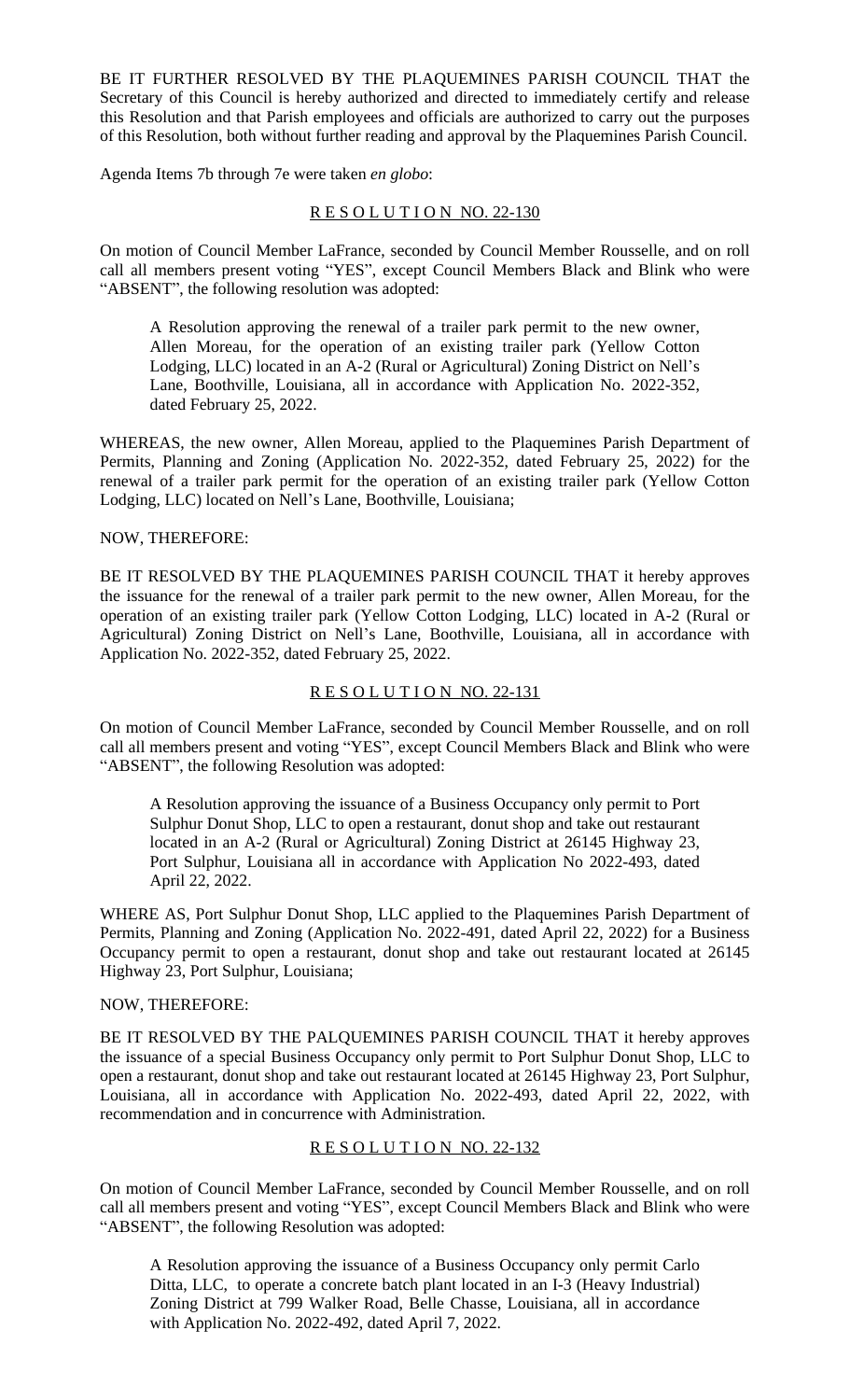BE IT FURTHER RESOLVED BY THE PLAQUEMINES PARISH COUNCIL THAT the Secretary of this Council is hereby authorized and directed to immediately certify and release this Resolution and that Parish employees and officials are authorized to carry out the purposes of this Resolution, both without further reading and approval by the Plaquemines Parish Council.

Agenda Items 7b through 7e were taken *en globo*:

## R E S O L U T I O N NO. 22-130

On motion of Council Member LaFrance, seconded by Council Member Rousselle, and on roll call all members present voting "YES", except Council Members Black and Blink who were "ABSENT", the following resolution was adopted:

> A Resolution approving the renewal of a trailer park permit to the new owner, Allen Moreau, for the operation of an existing trailer park (Yellow Cotton Lodging, LLC) located in an A-2 (Rural or Agricultural) Zoning District on Nell's Lane, Boothville, Louisiana, all in accordance with Application No. 2022-352, dated February 25, 2022.

WHEREAS, the new owner, Allen Moreau, applied to the Plaquemines Parish Department of Permits, Planning and Zoning (Application No. 2022-352, dated February 25, 2022) for the renewal of a trailer park permit for the operation of an existing trailer park (Yellow Cotton Lodging, LLC) located on Nell's Lane, Boothville, Louisiana;

NOW, THEREFORE:

BE IT RESOLVED BY THE PLAQUEMINES PARISH COUNCIL THAT it hereby approves the issuance for the renewal of a trailer park permit to the new owner, Allen Moreau, for the operation of an existing trailer park (Yellow Cotton Lodging, LLC) located in A-2 (Rural or Agricultural) Zoning District on Nell's Lane, Boothville, Louisiana, all in accordance with Application No. 2022-352, dated February 25, 2022.

## R E S O L U T I O N NO. 22-131

On motion of Council Member LaFrance, seconded by Council Member Rousselle, and on roll call all members present and voting "YES", except Council Members Black and Blink who were "ABSENT", the following Resolution was adopted:

> A Resolution approving the issuance of a Business Occupancy only permit to Port Sulphur Donut Shop, LLC to open a restaurant, donut shop and take out restaurant located in an A-2 (Rural or Agricultural) Zoning District at 26145 Highway 23, Port Sulphur, Louisiana all in accordance with Application No 2022-493, dated April 22, 2022.

WHERE AS, Port Sulphur Donut Shop, LLC applied to the Plaquemines Parish Department of Permits, Planning and Zoning (Application No. 2022-491, dated April 22, 2022) for a Business Occupancy permit to open a restaurant, donut shop and take out restaurant located at 26145 Highway 23, Port Sulphur, Louisiana;

NOW, THEREFORE:

BE IT RESOLVED BY THE PALQUEMINES PARISH COUNCIL THAT it hereby approves the issuance of a special Business Occupancy only permit to Port Sulphur Donut Shop, LLC to open a restaurant, donut shop and take out restaurant located at 26145 Highway 23, Port Sulphur, Louisiana, all in accordance with Application No. 2022-493, dated April 22, 2022, with recommendation and in concurrence with Administration.

## R E S O L U T I O N NO. 22-132

On motion of Council Member LaFrance, seconded by Council Member Rousselle, and on roll call all members present and voting "YES", except Council Members Black and Blink who were "ABSENT", the following Resolution was adopted:

> A Resolution approving the issuance of a Business Occupancy only permit Carlo Ditta, LLC, to operate a concrete batch plant located in an I-3 (Heavy Industrial) Zoning District at 799 Walker Road, Belle Chasse, Louisiana, all in accordance with Application No. 2022-492, dated April 7, 2022.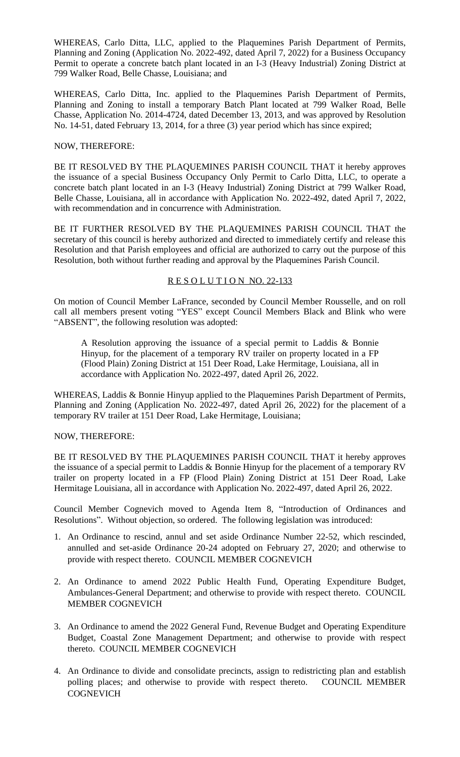WHEREAS, Carlo Ditta, LLC, applied to the Plaquemines Parish Department of Permits, Planning and Zoning (Application No. 2022-492, dated April 7, 2022) for a Business Occupancy Permit to operate a concrete batch plant located in an I-3 (Heavy Industrial) Zoning District at 799 Walker Road, Belle Chasse, Louisiana; and

WHEREAS, Carlo Ditta, Inc. applied to the Plaquemines Parish Department of Permits, Planning and Zoning to install a temporary Batch Plant located at 799 Walker Road, Belle Chasse, Application No. 2014-4724, dated December 13, 2013, and was approved by Resolution No. 14-51, dated February 13, 2014, for a three (3) year period which has since expired;

NOW, THEREFORE:

BE IT RESOLVED BY THE PLAQUEMINES PARISH COUNCIL THAT it hereby approves the issuance of a special Business Occupancy Only Permit to Carlo Ditta, LLC, to operate a concrete batch plant located in an I-3 (Heavy Industrial) Zoning District at 799 Walker Road, Belle Chasse, Louisiana, all in accordance with Application No. 2022-492, dated April 7, 2022, with recommendation and in concurrence with Administration.

BE IT FURTHER RESOLVED BY THE PLAQUEMINES PARISH COUNCIL THAT the secretary of this council is hereby authorized and directed to immediately certify and release this Resolution and that Parish employees and official are authorized to carry out the purpose of this Resolution, both without further reading and approval by the Plaquemines Parish Council.

## R E S O L U T I O N NO. 22-133

On motion of Council Member LaFrance, seconded by Council Member Rousselle, and on roll call all members present voting "YES" except Council Members Black and Blink who were "ABSENT", the following resolution was adopted:

> A Resolution approving the issuance of a special permit to Laddis & Bonnie Hinyup, for the placement of a temporary RV trailer on property located in a FP (Flood Plain) Zoning District at 151 Deer Road, Lake Hermitage, Louisiana, all in accordance with Application No. 2022-497, dated April 26, 2022.

WHEREAS, Laddis & Bonnie Hinyup applied to the Plaquemines Parish Department of Permits, Planning and Zoning (Application No. 2022-497, dated April 26, 2022) for the placement of a temporary RV trailer at 151 Deer Road, Lake Hermitage, Louisiana;

NOW, THEREFORE:

BE IT RESOLVED BY THE PLAQUEMINES PARISH COUNCIL THAT it hereby approves the issuance of a special permit to Laddis & Bonnie Hinyup for the placement of a temporary RV trailer on property located in a FP (Flood Plain) Zoning District at 151 Deer Road, Lake Hermitage Louisiana, all in accordance with Application No. 2022-497, dated April 26, 2022.

Council Member Cognevich moved to Agenda Item 8, "Introduction of Ordinances and Resolutions". Without objection, so ordered. The following legislation was introduced:

1. An Ordinance to rescind, annul and set aside Ordinance Number 22-52, which rescinded, annulled and set-aside Ordinance 20-24 adopted on February 27, 2020; and otherwise to provide with respect thereto. COUNCIL MEMBER COGNEVICH

2. An Ordinance to amend 2022 Public Health Fund, Operating Expenditure Budget, Ambulances-General Department; and otherwise to provide with respect thereto. COUNCIL MEMBER COGNEVICH

3. An Ordinance to amend the 2022 General Fund, Revenue Budget and Operating Expenditure Budget, Coastal Zone Management Department; and otherwise to provide with respect thereto. COUNCIL MEMBER COGNEVICH

4. An Ordinance to divide and consolidate precincts, assign to redistricting plan and establish polling places; and otherwise to provide with respect thereto. COUNCIL MEMBER COGNEVICH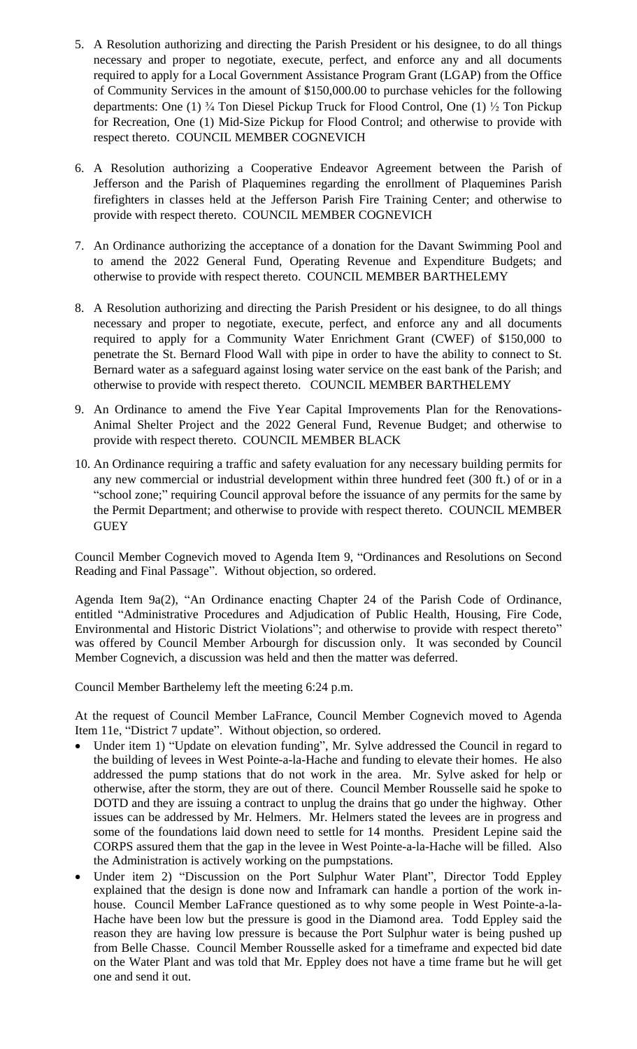5. A Resolution authorizing and directing the Parish President or his designee, to do all things necessary and proper to negotiate, execute, perfect, and enforce any and all documents required to apply for a Local Government Assistance Program Grant (LGAP) from the Office of Community Services in the amount of $150,000.00 to purchase vehicles for the following departments: One (1) ¾ Ton Diesel Pickup Truck for Flood Control, One (1) ½ Ton Pickup for Recreation, One (1) Mid-Size Pickup for Flood Control; and otherwise to provide with respect thereto. COUNCIL MEMBER COGNEVICH

6. A Resolution authorizing a Cooperative Endeavor Agreement between the Parish of Jefferson and the Parish of Plaquemines regarding the enrollment of Plaquemines Parish firefighters in classes held at the Jefferson Parish Fire Training Center; and otherwise to provide with respect thereto. COUNCIL MEMBER COGNEVICH

7. An Ordinance authorizing the acceptance of a donation for the Davant Swimming Pool and to amend the 2022 General Fund, Operating Revenue and Expenditure Budgets; and otherwise to provide with respect thereto. COUNCIL MEMBER BARTHELEMY

8. A Resolution authorizing and directing the Parish President or his designee, to do all things necessary and proper to negotiate, execute, perfect, and enforce any and all documents required to apply for a Community Water Enrichment Grant (CWEF) of $150,000 to penetrate the St. Bernard Flood Wall with pipe in order to have the ability to connect to St. Bernard water as a safeguard against losing water service on the east bank of the Parish; and otherwise to provide with respect thereto. COUNCIL MEMBER BARTHELEMY

9. An Ordinance to amend the Five Year Capital Improvements Plan for the Renovations-Animal Shelter Project and the 2022 General Fund, Revenue Budget; and otherwise to provide with respect thereto. COUNCIL MEMBER BLACK

10. An Ordinance requiring a traffic and safety evaluation for any necessary building permits for any new commercial or industrial development within three hundred feet (300 ft.) of or in a "school zone;" requiring Council approval before the issuance of any permits for the same by the Permit Department; and otherwise to provide with respect thereto. COUNCIL MEMBER GUEY

Council Member Cognevich moved to Agenda Item 9, "Ordinances and Resolutions on Second Reading and Final Passage". Without objection, so ordered.

Agenda Item 9a(2), "An Ordinance enacting Chapter 24 of the Parish Code of Ordinance, entitled "Administrative Procedures and Adjudication of Public Health, Housing, Fire Code, Environmental and Historic District Violations"; and otherwise to provide with respect thereto" was offered by Council Member Arbourgh for discussion only. It was seconded by Council Member Cognevich, a discussion was held and then the matter was deferred.

Council Member Barthelemy left the meeting 6:24 p.m.

At the request of Council Member LaFrance, Council Member Cognevich moved to Agenda Item 11e, "District 7 update". Without objection, so ordered.

- Under item 1) "Update on elevation funding", Mr. Sylve addressed the Council in regard to the building of levees in West Pointe-a-la-Hache and funding to elevate their homes. He also addressed the pump stations that do not work in the area. Mr. Sylve asked for help or otherwise, after the storm, they are out of there. Council Member Rousselle said he spoke to DOTD and they are issuing a contract to unplug the drains that go under the highway. Other issues can be addressed by Mr. Helmers. Mr. Helmers stated the levees are in progress and some of the foundations laid down need to settle for 14 months. President Lepine said the CORPS assured them that the gap in the levee in West Pointe-a-la-Hache will be filled. Also the Administration is actively working on the pumpstations.
- Under item 2) "Discussion on the Port Sulphur Water Plant", Director Todd Eppley explained that the design is done now and Inframark can handle a portion of the work in-house. Council Member LaFrance questioned as to why some people in West Pointe-a-la-Hache have been low but the pressure is good in the Diamond area. Todd Eppley said the reason they are having low pressure is because the Port Sulphur water is being pushed up from Belle Chasse. Council Member Rousselle asked for a timeframe and expected bid date on the Water Plant and was told that Mr. Eppley does not have a time frame but he will get one and send it out.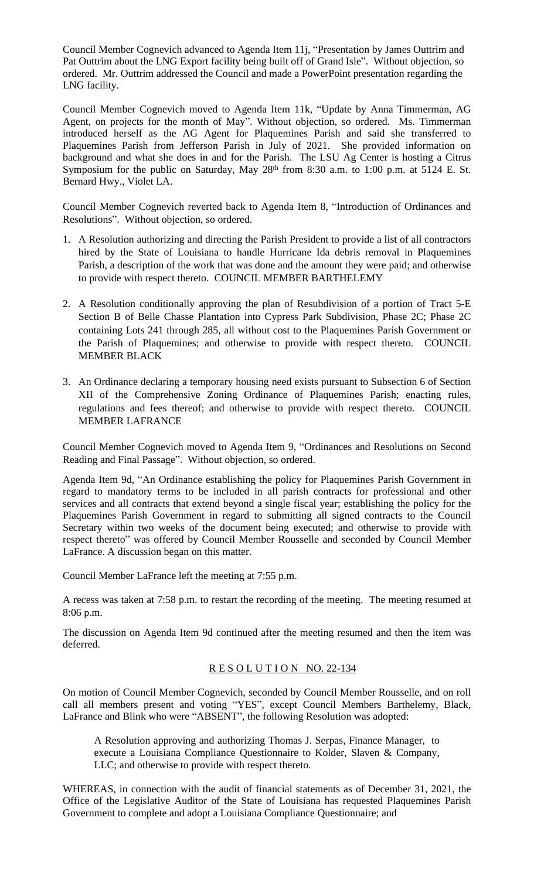Council Member Cognevich advanced to Agenda Item 11j, "Presentation by James Outtrim and Pat Outtrim about the LNG Export facility being built off of Grand Isle". Without objection, so ordered. Mr. Outtrim addressed the Council and made a PowerPoint presentation regarding the LNG facility.

Council Member Cognevich moved to Agenda Item 11k, "Update by Anna Timmerman, AG Agent, on projects for the month of May". Without objection, so ordered. Ms. Timmerman introduced herself as the AG Agent for Plaquemines Parish and said she transferred to Plaquemines Parish from Jefferson Parish in July of 2021. She provided information on background and what she does in and for the Parish. The LSU Ag Center is hosting a Citrus Symposium for the public on Saturday, May 28th from 8:30 a.m. to 1:00 p.m. at 5124 E. St. Bernard Hwy., Violet LA.

Council Member Cognevich reverted back to Agenda Item 8, "Introduction of Ordinances and Resolutions". Without objection, so ordered.

1. A Resolution authorizing and directing the Parish President to provide a list of all contractors hired by the State of Louisiana to handle Hurricane Ida debris removal in Plaquemines Parish, a description of the work that was done and the amount they were paid; and otherwise to provide with respect thereto. COUNCIL MEMBER BARTHELEMY

2. A Resolution conditionally approving the plan of Resubdivision of a portion of Tract 5-E Section B of Belle Chasse Plantation into Cypress Park Subdivision, Phase 2C; Phase 2C containing Lots 241 through 285, all without cost to the Plaquemines Parish Government or the Parish of Plaquemines; and otherwise to provide with respect thereto. COUNCIL MEMBER BLACK

3. An Ordinance declaring a temporary housing need exists pursuant to Subsection 6 of Section XII of the Comprehensive Zoning Ordinance of Plaquemines Parish; enacting rules, regulations and fees thereof; and otherwise to provide with respect thereto. COUNCIL MEMBER LAFRANCE

Council Member Cognevich moved to Agenda Item 9, "Ordinances and Resolutions on Second Reading and Final Passage". Without objection, so ordered.

Agenda Item 9d, "An Ordinance establishing the policy for Plaquemines Parish Government in regard to mandatory terms to be included in all parish contracts for professional and other services and all contracts that extend beyond a single fiscal year; establishing the policy for the Plaquemines Parish Government in regard to submitting all signed contracts to the Council Secretary within two weeks of the document being executed; and otherwise to provide with respect thereto" was offered by Council Member Rousselle and seconded by Council Member LaFrance. A discussion began on this matter.

Council Member LaFrance left the meeting at 7:55 p.m.

A recess was taken at 7:58 p.m. to restart the recording of the meeting. The meeting resumed at 8:06 p.m.

The discussion on Agenda Item 9d continued after the meeting resumed and then the item was deferred.

## R E S O L U T I O N NO. 22-134

On motion of Council Member Cognevich, seconded by Council Member Rousselle, and on roll call all members present and voting "YES", except Council Members Barthelemy, Black, LaFrance and Blink who were "ABSENT", the following Resolution was adopted:

> A Resolution approving and authorizing Thomas J. Serpas, Finance Manager, to execute a Louisiana Compliance Questionnaire to Kolder, Slaven & Company, LLC; and otherwise to provide with respect thereto.

WHEREAS, in connection with the audit of financial statements as of December 31, 2021, the Office of the Legislative Auditor of the State of Louisiana has requested Plaquemines Parish Government to complete and adopt a Louisiana Compliance Questionnaire; and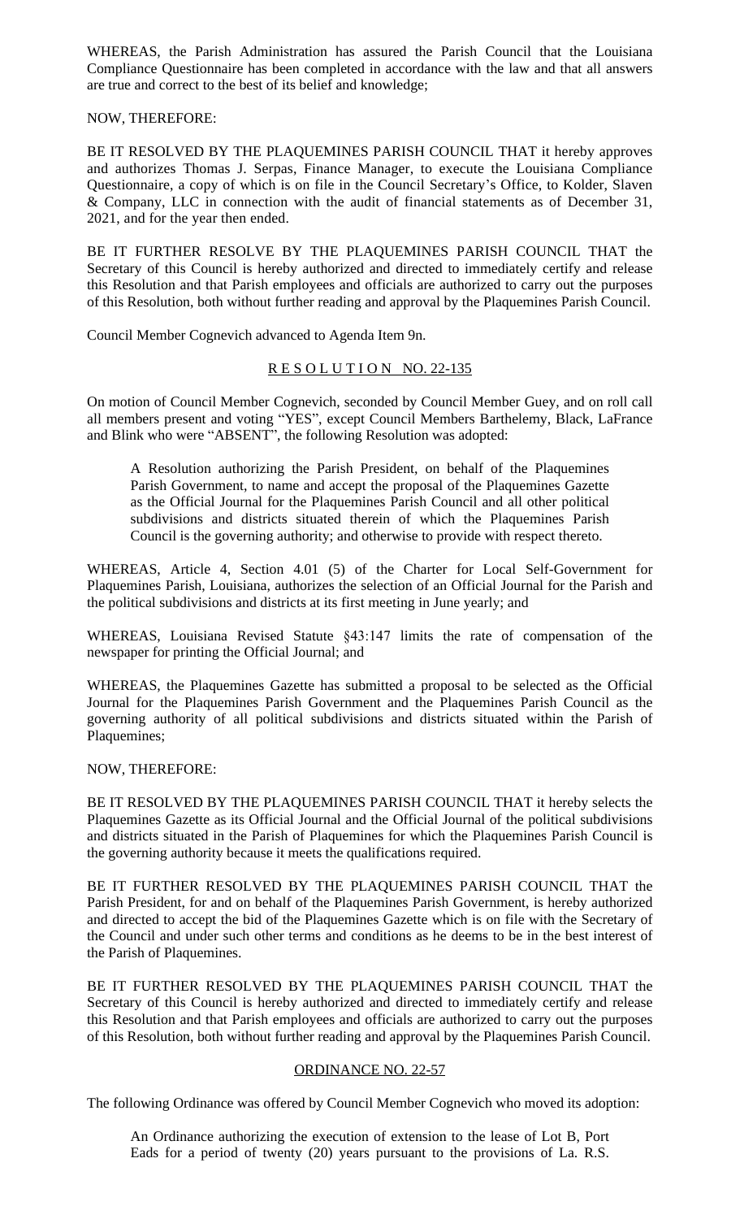WHEREAS, the Parish Administration has assured the Parish Council that the Louisiana Compliance Questionnaire has been completed in accordance with the law and that all answers are true and correct to the best of its belief and knowledge;

NOW, THEREFORE:

BE IT RESOLVED BY THE PLAQUEMINES PARISH COUNCIL THAT it hereby approves and authorizes Thomas J. Serpas, Finance Manager, to execute the Louisiana Compliance Questionnaire, a copy of which is on file in the Council Secretary's Office, to Kolder, Slaven & Company, LLC in connection with the audit of financial statements as of December 31, 2021, and for the year then ended.

BE IT FURTHER RESOLVE BY THE PLAQUEMINES PARISH COUNCIL THAT the Secretary of this Council is hereby authorized and directed to immediately certify and release this Resolution and that Parish employees and officials are authorized to carry out the purposes of this Resolution, both without further reading and approval by the Plaquemines Parish Council.

Council Member Cognevich advanced to Agenda Item 9n.

## R E S O L U T I O N NO. 22-135

On motion of Council Member Cognevich, seconded by Council Member Guey, and on roll call all members present and voting "YES", except Council Members Barthelemy, Black, LaFrance and Blink who were "ABSENT", the following Resolution was adopted:

> A Resolution authorizing the Parish President, on behalf of the Plaquemines Parish Government, to name and accept the proposal of the Plaquemines Gazette as the Official Journal for the Plaquemines Parish Council and all other political subdivisions and districts situated therein of which the Plaquemines Parish Council is the governing authority; and otherwise to provide with respect thereto.

WHEREAS, Article 4, Section 4.01 (5) of the Charter for Local Self-Government for Plaquemines Parish, Louisiana, authorizes the selection of an Official Journal for the Parish and the political subdivisions and districts at its first meeting in June yearly; and

WHEREAS, Louisiana Revised Statute §43:147 limits the rate of compensation of the newspaper for printing the Official Journal; and

WHEREAS, the Plaquemines Gazette has submitted a proposal to be selected as the Official Journal for the Plaquemines Parish Government and the Plaquemines Parish Council as the governing authority of all political subdivisions and districts situated within the Parish of Plaquemines;

NOW, THEREFORE:

BE IT RESOLVED BY THE PLAQUEMINES PARISH COUNCIL THAT it hereby selects the Plaquemines Gazette as its Official Journal and the Official Journal of the political subdivisions and districts situated in the Parish of Plaquemines for which the Plaquemines Parish Council is the governing authority because it meets the qualifications required.

BE IT FURTHER RESOLVED BY THE PLAQUEMINES PARISH COUNCIL THAT the Parish President, for and on behalf of the Plaquemines Parish Government, is hereby authorized and directed to accept the bid of the Plaquemines Gazette which is on file with the Secretary of the Council and under such other terms and conditions as he deems to be in the best interest of the Parish of Plaquemines.

BE IT FURTHER RESOLVED BY THE PLAQUEMINES PARISH COUNCIL THAT the Secretary of this Council is hereby authorized and directed to immediately certify and release this Resolution and that Parish employees and officials are authorized to carry out the purposes of this Resolution, both without further reading and approval by the Plaquemines Parish Council.

## ORDINANCE NO. 22-57

The following Ordinance was offered by Council Member Cognevich who moved its adoption:

> An Ordinance authorizing the execution of extension to the lease of Lot B, Port Eads for a period of twenty (20) years pursuant to the provisions of La. R.S.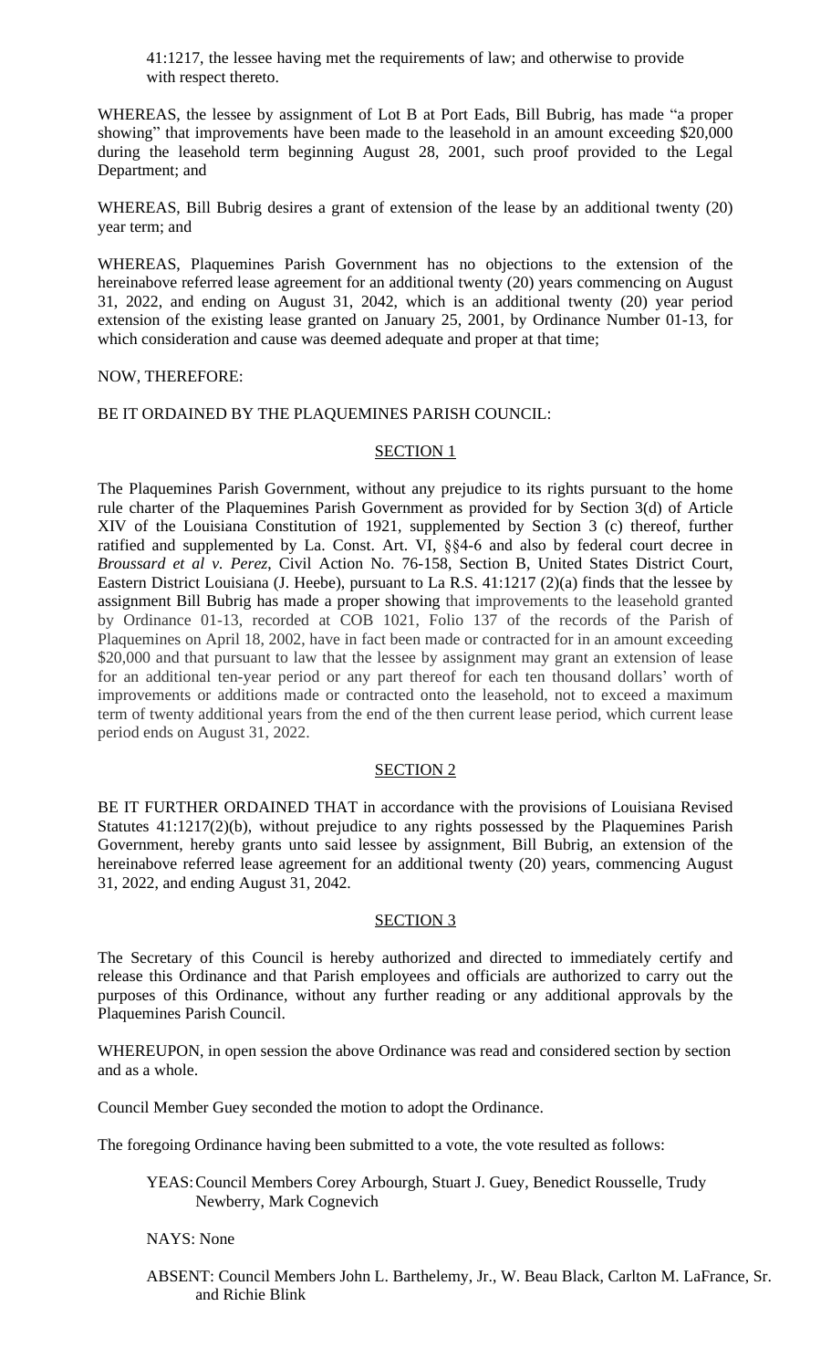41:1217, the lessee having met the requirements of law; and otherwise to provide with respect thereto.

WHEREAS, the lessee by assignment of Lot B at Port Eads, Bill Bubrig, has made "a proper showing" that improvements have been made to the leasehold in an amount exceeding $20,000 during the leasehold term beginning August 28, 2001, such proof provided to the Legal Department; and

WHEREAS, Bill Bubrig desires a grant of extension of the lease by an additional twenty (20) year term; and

WHEREAS, Plaquemines Parish Government has no objections to the extension of the hereinabove referred lease agreement for an additional twenty (20) years commencing on August 31, 2022, and ending on August 31, 2042, which is an additional twenty (20) year period extension of the existing lease granted on January 25, 2001, by Ordinance Number 01-13, for which consideration and cause was deemed adequate and proper at that time;

NOW, THEREFORE:

BE IT ORDAINED BY THE PLAQUEMINES PARISH COUNCIL:

## SECTION 1

The Plaquemines Parish Government, without any prejudice to its rights pursuant to the home rule charter of the Plaquemines Parish Government as provided for by Section 3(d) of Article XIV of the Louisiana Constitution of 1921, supplemented by Section 3 (c) thereof, further ratified and supplemented by La. Const. Art. VI, §§4-6 and also by federal court decree in *Broussard et al v. Perez*, Civil Action No. 76-158, Section B, United States District Court, Eastern District Louisiana (J. Heebe), pursuant to La R.S. 41:1217 (2)(a) finds that the lessee by assignment Bill Bubrig has made a proper showing that improvements to the leasehold granted by Ordinance 01-13, recorded at COB 1021, Folio 137 of the records of the Parish of Plaquemines on April 18, 2002, have in fact been made or contracted for in an amount exceeding $20,000 and that pursuant to law that the lessee by assignment may grant an extension of lease for an additional ten-year period or any part thereof for each ten thousand dollars' worth of improvements or additions made or contracted onto the leasehold, not to exceed a maximum term of twenty additional years from the end of the then current lease period, which current lease period ends on August 31, 2022.

## SECTION 2

BE IT FURTHER ORDAINED THAT in accordance with the provisions of Louisiana Revised Statutes 41:1217(2)(b), without prejudice to any rights possessed by the Plaquemines Parish Government, hereby grants unto said lessee by assignment, Bill Bubrig, an extension of the hereinabove referred lease agreement for an additional twenty (20) years, commencing August 31, 2022, and ending August 31, 2042.

## SECTION 3

The Secretary of this Council is hereby authorized and directed to immediately certify and release this Ordinance and that Parish employees and officials are authorized to carry out the purposes of this Ordinance, without any further reading or any additional approvals by the Plaquemines Parish Council.

WHEREUPON, in open session the above Ordinance was read and considered section by section and as a whole.

Council Member Guey seconded the motion to adopt the Ordinance.

The foregoing Ordinance having been submitted to a vote, the vote resulted as follows:

YEAS: Council Members Corey Arbourgh, Stuart J. Guey, Benedict Rousselle, Trudy Newberry, Mark Cognevich

NAYS: None

ABSENT: Council Members John L. Barthelemy, Jr., W. Beau Black, Carlton M. LaFrance, Sr. and Richie Blink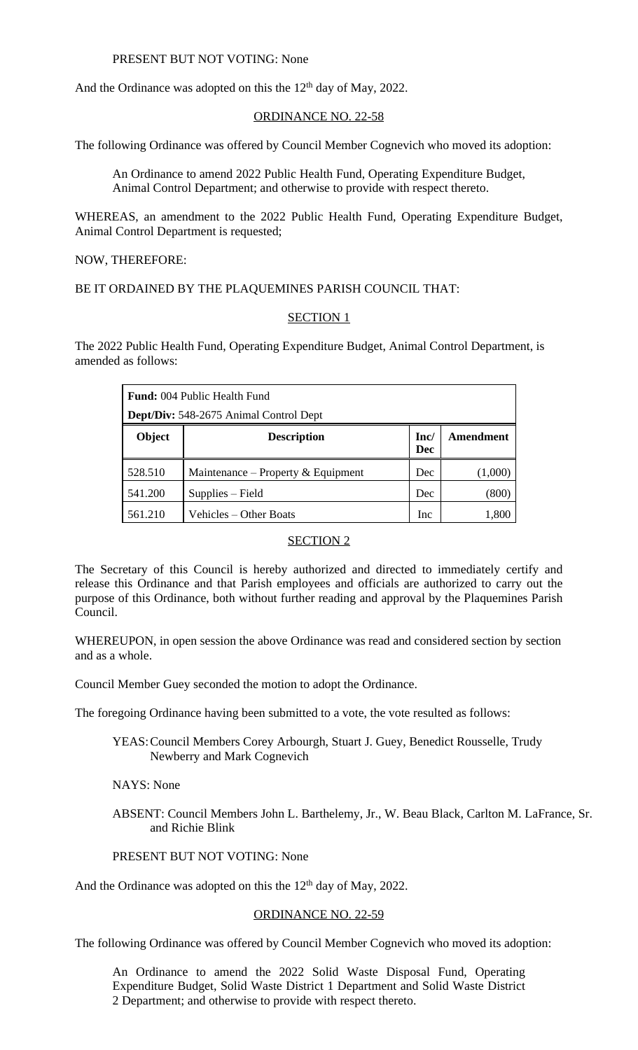PRESENT BUT NOT VOTING: None

And the Ordinance was adopted on this the 12th day of May, 2022.

ORDINANCE NO. 22-58

The following Ordinance was offered by Council Member Cognevich who moved its adoption:

An Ordinance to amend 2022 Public Health Fund, Operating Expenditure Budget, Animal Control Department; and otherwise to provide with respect thereto.

WHEREAS, an amendment to the 2022 Public Health Fund, Operating Expenditure Budget, Animal Control Department is requested;

NOW, THEREFORE:

BE IT ORDAINED BY THE PLAQUEMINES PARISH COUNCIL THAT:

SECTION 1

The 2022 Public Health Fund, Operating Expenditure Budget, Animal Control Department, is amended as follows:

| **Fund:** 004 Public Health Fund | | | |
|---|---|---|---|
| **Dept/Div:** 548-2675 Animal Control Dept | | | |
| **Object** | **Description** | **Inc/ Dec** | **Amendment** |
| 528.510 | Maintenance – Property & Equipment | Dec | (1,000) |
| 541.200 | Supplies – Field | Dec | (800) |
| 561.210 | Vehicles – Other Boats | Inc | 1,800 |

SECTION 2

The Secretary of this Council is hereby authorized and directed to immediately certify and release this Ordinance and that Parish employees and officials are authorized to carry out the purpose of this Ordinance, both without further reading and approval by the Plaquemines Parish Council.

WHEREUPON, in open session the above Ordinance was read and considered section by section and as a whole.

Council Member Guey seconded the motion to adopt the Ordinance.

The foregoing Ordinance having been submitted to a vote, the vote resulted as follows:

YEAS: Council Members Corey Arbourgh, Stuart J. Guey, Benedict Rousselle, Trudy Newberry and Mark Cognevich

NAYS: None

ABSENT: Council Members John L. Barthelemy, Jr., W. Beau Black, Carlton M. LaFrance, Sr. and Richie Blink

PRESENT BUT NOT VOTING: None

And the Ordinance was adopted on this the 12th day of May, 2022.

ORDINANCE NO. 22-59

The following Ordinance was offered by Council Member Cognevich who moved its adoption:

An Ordinance to amend the 2022 Solid Waste Disposal Fund, Operating Expenditure Budget, Solid Waste District 1 Department and Solid Waste District 2 Department; and otherwise to provide with respect thereto.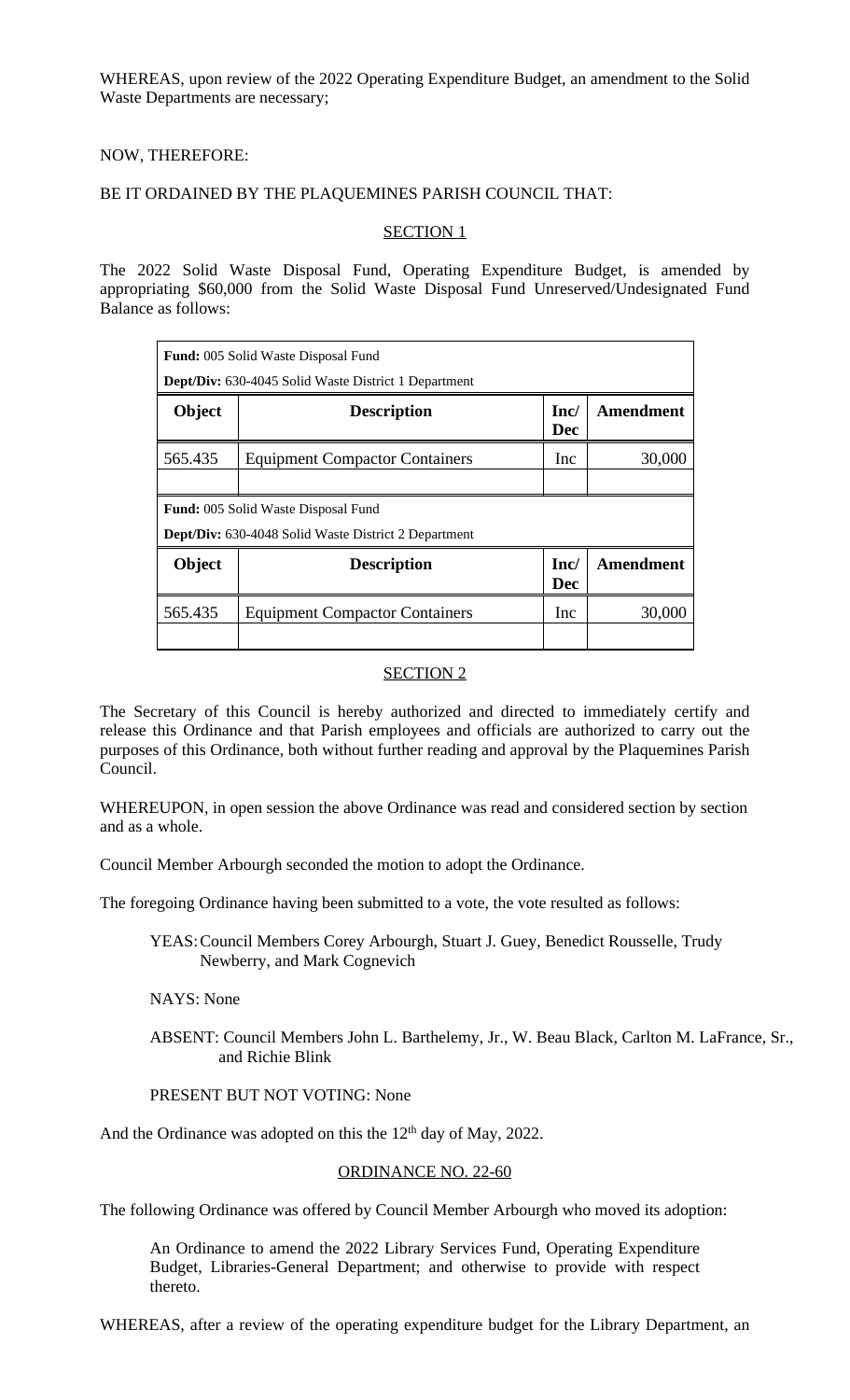WHEREAS, upon review of the 2022 Operating Expenditure Budget, an amendment to the Solid Waste Departments are necessary;

NOW, THEREFORE:

BE IT ORDAINED BY THE PLAQUEMINES PARISH COUNCIL THAT:

SECTION 1

The 2022 Solid Waste Disposal Fund, Operating Expenditure Budget, is amended by appropriating $60,000 from the Solid Waste Disposal Fund Unreserved/Undesignated Fund Balance as follows:

| **Fund:** 005 Solid Waste Disposal Fund | | | |
|---|---|---|---|
| **Dept/Div:** 630-4045 Solid Waste District 1 Department | | | |
| **Object** | **Description** | **Inc/ Dec** | **Amendment** |
| 565.435 | Equipment Compactor Containers | Inc | 30,000 |
| | | | |
| **Fund:** 005 Solid Waste Disposal Fund | | | |
| **Dept/Div:** 630-4048 Solid Waste District 2 Department | | | |
| **Object** | **Description** | **Inc/ Dec** | **Amendment** |
| 565.435 | Equipment Compactor Containers | Inc | 30,000 |
| | | | |

SECTION 2

The Secretary of this Council is hereby authorized and directed to immediately certify and release this Ordinance and that Parish employees and officials are authorized to carry out the purposes of this Ordinance, both without further reading and approval by the Plaquemines Parish Council.

WHEREUPON, in open session the above Ordinance was read and considered section by section and as a whole.

Council Member Arbourgh seconded the motion to adopt the Ordinance.

The foregoing Ordinance having been submitted to a vote, the vote resulted as follows:

YEAS: Council Members Corey Arbourgh, Stuart J. Guey, Benedict Rousselle, Trudy Newberry, and Mark Cognevich

NAYS: None

ABSENT: Council Members John L. Barthelemy, Jr., W. Beau Black, Carlton M. LaFrance, Sr., and Richie Blink

PRESENT BUT NOT VOTING: None

And the Ordinance was adopted on this the 12th day of May, 2022.

ORDINANCE NO. 22-60

The following Ordinance was offered by Council Member Arbourgh who moved its adoption:

An Ordinance to amend the 2022 Library Services Fund, Operating Expenditure Budget, Libraries-General Department; and otherwise to provide with respect thereto.

WHEREAS, after a review of the operating expenditure budget for the Library Department, an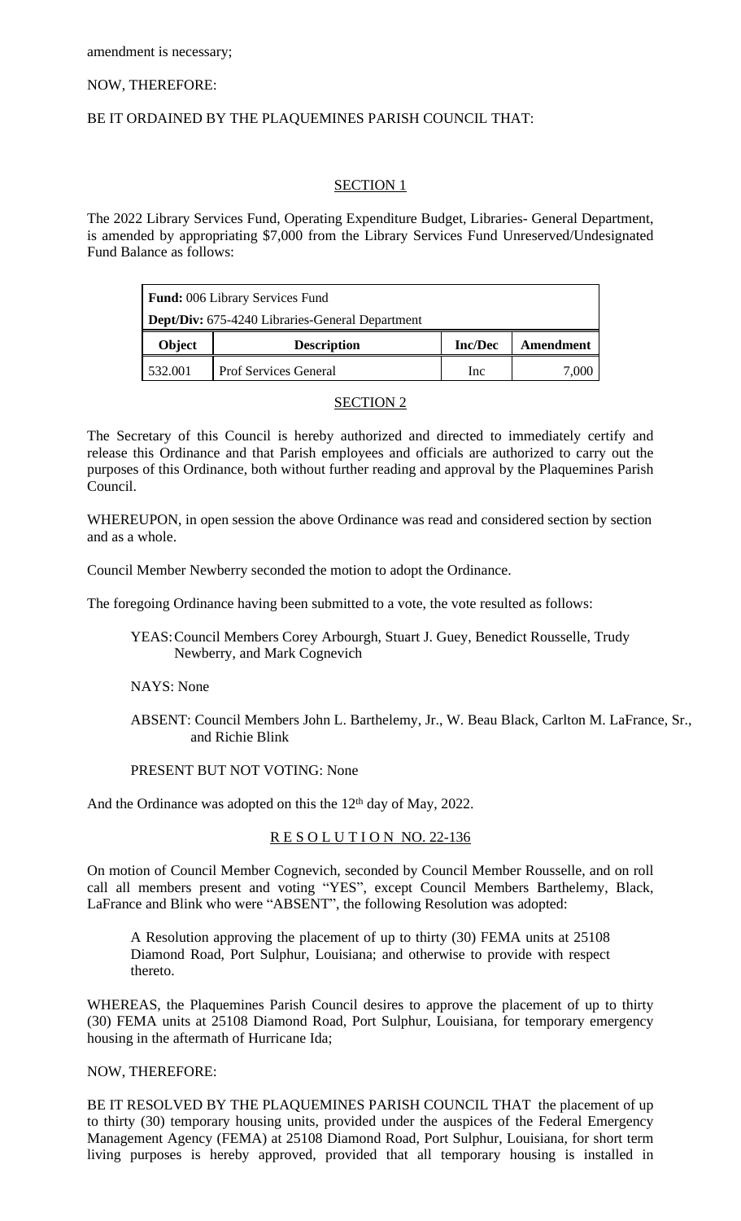amendment is necessary;

NOW, THEREFORE:

BE IT ORDAINED BY THE PLAQUEMINES PARISH COUNCIL THAT:

## SECTION 1

The 2022 Library Services Fund, Operating Expenditure Budget, Libraries- General Department, is amended by appropriating $7,000 from the Library Services Fund Unreserved/Undesignated Fund Balance as follows:

| **Fund:** 006 Library Services Fund | | | |
|---|---|---|---|
| **Dept/Div:** 675-4240 Libraries-General Department | | | |
| **Object** | **Description** | **Inc/Dec** | **Amendment** |
| 532.001 | Prof Services General | Inc | 7,000 |

## SECTION 2

The Secretary of this Council is hereby authorized and directed to immediately certify and release this Ordinance and that Parish employees and officials are authorized to carry out the purposes of this Ordinance, both without further reading and approval by the Plaquemines Parish Council.

WHEREUPON, in open session the above Ordinance was read and considered section by section and as a whole.

Council Member Newberry seconded the motion to adopt the Ordinance.

The foregoing Ordinance having been submitted to a vote, the vote resulted as follows:

YEAS: Council Members Corey Arbourgh, Stuart J. Guey, Benedict Rousselle, Trudy Newberry, and Mark Cognevich

NAYS: None

ABSENT: Council Members John L. Barthelemy, Jr., W. Beau Black, Carlton M. LaFrance, Sr., and Richie Blink

PRESENT BUT NOT VOTING: None

And the Ordinance was adopted on this the 12th day of May, 2022.

## R E S O L U T I O N NO. 22-136

On motion of Council Member Cognevich, seconded by Council Member Rousselle, and on roll call all members present and voting "YES", except Council Members Barthelemy, Black, LaFrance and Blink who were "ABSENT", the following Resolution was adopted:

> A Resolution approving the placement of up to thirty (30) FEMA units at 25108 Diamond Road, Port Sulphur, Louisiana; and otherwise to provide with respect thereto.

WHEREAS, the Plaquemines Parish Council desires to approve the placement of up to thirty (30) FEMA units at 25108 Diamond Road, Port Sulphur, Louisiana, for temporary emergency housing in the aftermath of Hurricane Ida;

NOW, THEREFORE:

BE IT RESOLVED BY THE PLAQUEMINES PARISH COUNCIL THAT the placement of up to thirty (30) temporary housing units, provided under the auspices of the Federal Emergency Management Agency (FEMA) at 25108 Diamond Road, Port Sulphur, Louisiana, for short term living purposes is hereby approved, provided that all temporary housing is installed in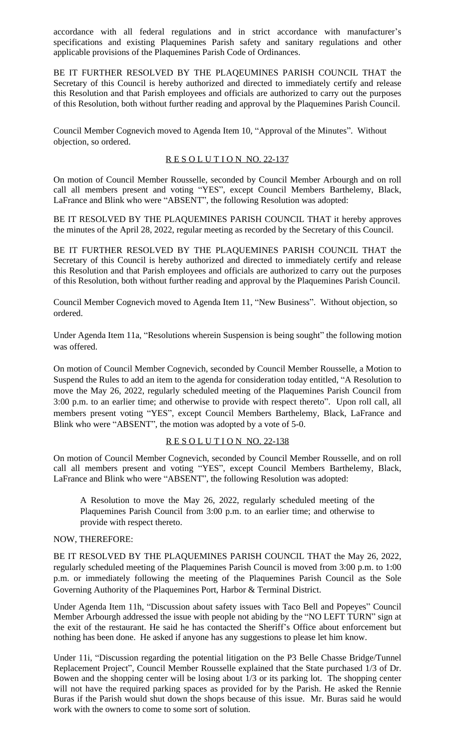accordance with all federal regulations and in strict accordance with manufacturer's specifications and existing Plaquemines Parish safety and sanitary regulations and other applicable provisions of the Plaquemines Parish Code of Ordinances.

BE IT FURTHER RESOLVED BY THE PLAQEUMINES PARISH COUNCIL THAT the Secretary of this Council is hereby authorized and directed to immediately certify and release this Resolution and that Parish employees and officials are authorized to carry out the purposes of this Resolution, both without further reading and approval by the Plaquemines Parish Council.

Council Member Cognevich moved to Agenda Item 10, "Approval of the Minutes". Without objection, so ordered.

R E S O L U T I O N NO. 22-137

On motion of Council Member Rousselle, seconded by Council Member Arbourgh and on roll call all members present and voting "YES", except Council Members Barthelemy, Black, LaFrance and Blink who were "ABSENT", the following Resolution was adopted:

BE IT RESOLVED BY THE PLAQUEMINES PARISH COUNCIL THAT it hereby approves the minutes of the April 28, 2022, regular meeting as recorded by the Secretary of this Council.

BE IT FURTHER RESOLVED BY THE PLAQUEMINES PARISH COUNCIL THAT the Secretary of this Council is hereby authorized and directed to immediately certify and release this Resolution and that Parish employees and officials are authorized to carry out the purposes of this Resolution, both without further reading and approval by the Plaquemines Parish Council.

Council Member Cognevich moved to Agenda Item 11, "New Business". Without objection, so ordered.

Under Agenda Item 11a, "Resolutions wherein Suspension is being sought" the following motion was offered.

On motion of Council Member Cognevich, seconded by Council Member Rousselle, a Motion to Suspend the Rules to add an item to the agenda for consideration today entitled, "A Resolution to move the May 26, 2022, regularly scheduled meeting of the Plaquemines Parish Council from 3:00 p.m. to an earlier time; and otherwise to provide with respect thereto". Upon roll call, all members present voting "YES", except Council Members Barthelemy, Black, LaFrance and Blink who were "ABSENT", the motion was adopted by a vote of 5-0.

R E S O L U T I O N NO. 22-138

On motion of Council Member Cognevich, seconded by Council Member Rousselle, and on roll call all members present and voting "YES", except Council Members Barthelemy, Black, LaFrance and Blink who were "ABSENT", the following Resolution was adopted:

> A Resolution to move the May 26, 2022, regularly scheduled meeting of the Plaquemines Parish Council from 3:00 p.m. to an earlier time; and otherwise to provide with respect thereto.

NOW, THEREFORE:

BE IT RESOLVED BY THE PLAQUEMINES PARISH COUNCIL THAT the May 26, 2022, regularly scheduled meeting of the Plaquemines Parish Council is moved from 3:00 p.m. to 1:00 p.m. or immediately following the meeting of the Plaquemines Parish Council as the Sole Governing Authority of the Plaquemines Port, Harbor & Terminal District.

Under Agenda Item 11h, "Discussion about safety issues with Taco Bell and Popeyes" Council Member Arbourgh addressed the issue with people not abiding by the "NO LEFT TURN" sign at the exit of the restaurant. He said he has contacted the Sheriff's Office about enforcement but nothing has been done. He asked if anyone has any suggestions to please let him know.

Under 11i, "Discussion regarding the potential litigation on the P3 Belle Chasse Bridge/Tunnel Replacement Project", Council Member Rousselle explained that the State purchased 1/3 of Dr. Bowen and the shopping center will be losing about 1/3 or its parking lot. The shopping center will not have the required parking spaces as provided for by the Parish. He asked the Rennie Buras if the Parish would shut down the shops because of this issue. Mr. Buras said he would work with the owners to come to some sort of solution.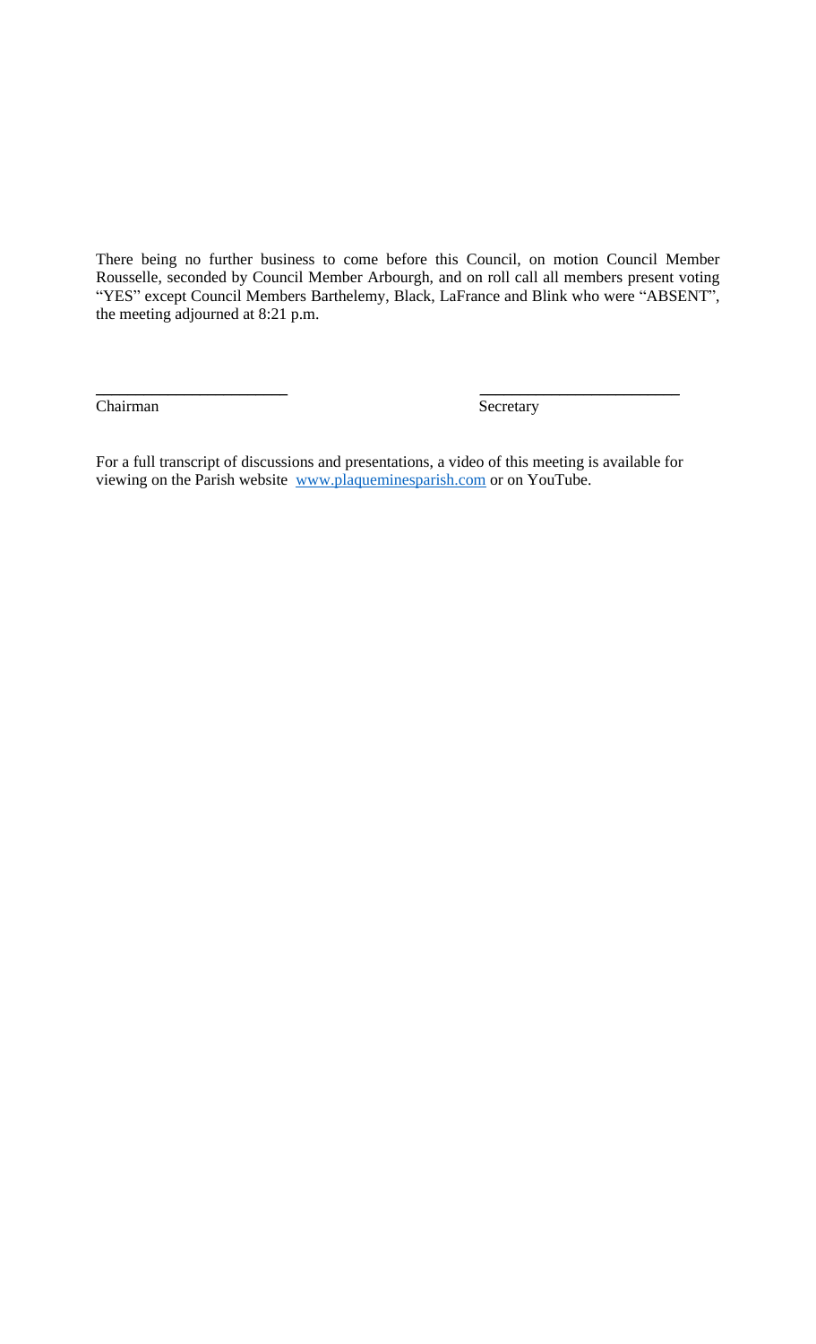There being no further business to come before this Council, on motion Council Member Rousselle, seconded by Council Member Arbourgh, and on roll call all members present voting "YES" except Council Members Barthelemy, Black, LaFrance and Blink who were "ABSENT", the meeting adjourned at 8:21 p.m.

| | |
|---|---|
| \_\_\_\_\_\_\_\_\_\_\_\_\_\_\_\_\_\_\_\_\_\_\_\_ | \_\_\_\_\_\_\_\_\_\_\_\_\_\_\_\_\_\_\_\_\_\_\_\_ |
| Chairman | Secretary |

For a full transcript of discussions and presentations, a video of this meeting is available for viewing on the Parish website [www.plaqueminesparish.com](http://www.plaqueminesparish.com) or on YouTube.